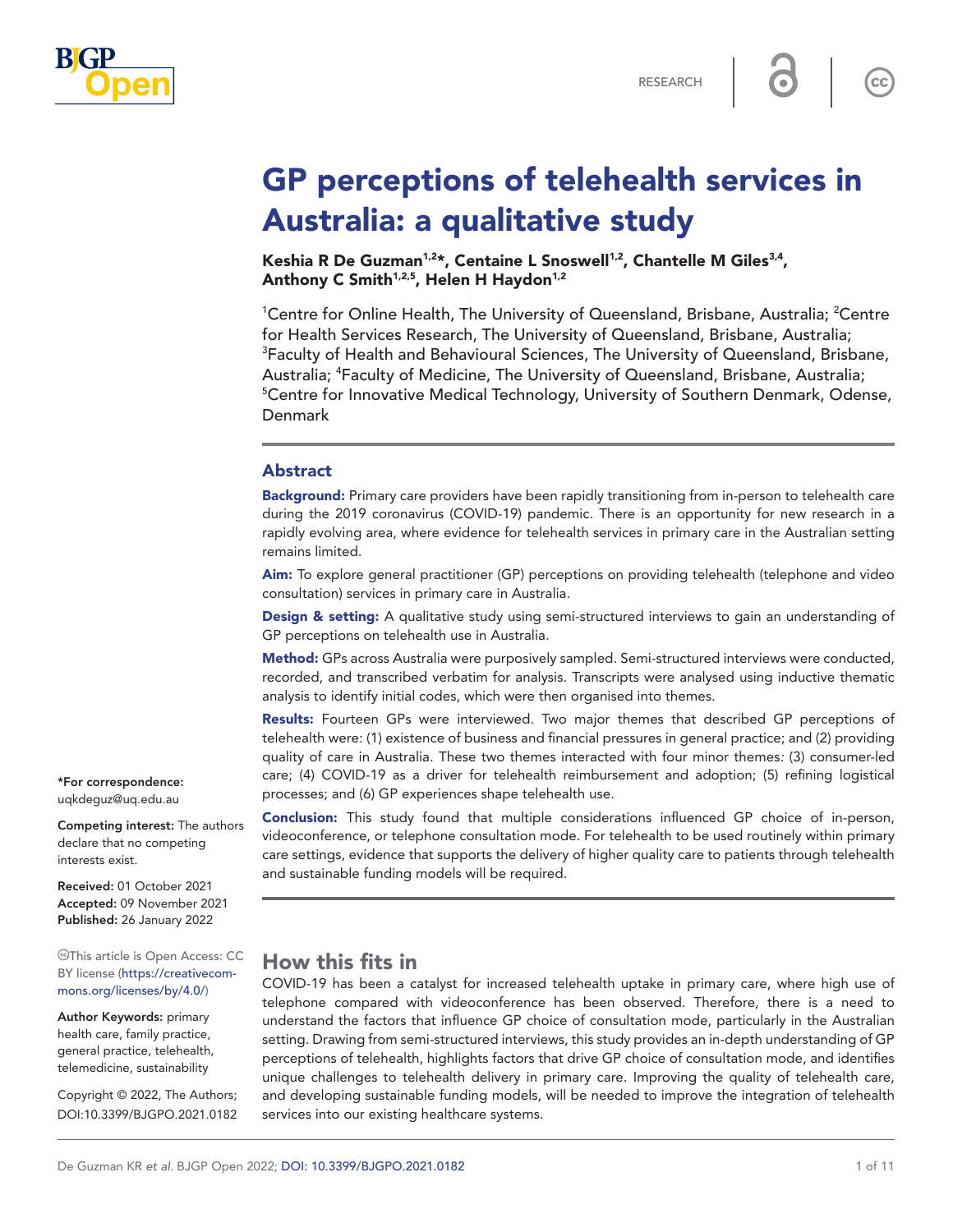RESEARCH

# GP perceptions of telehealth services in Australia: a qualitative study

**Keshia R De Guzman[1,2]*, Centaine L Snoswell[1,2], Chantelle M Giles[3,4], Anthony C Smith[1,2,5], Helen H Haydon[1,2]**

[1]Centre for Online Health, The University of Queensland, Brisbane, Australia; [2]Centre for Health Services Research, The University of Queensland, Brisbane, Australia; [3]Faculty of Health and Behavioural Sciences, The University of Queensland, Brisbane, Australia; [4]Faculty of Medicine, The University of Queensland, Brisbane, Australia; [5]Centre for Innovative Medical Technology, University of Southern Denmark, Odense, Denmark

## Abstract

**Background:** Primary care providers have been rapidly transitioning from in-person to telehealth care during the 2019 coronavirus (COVID-19) pandemic. There is an opportunity for new research in a rapidly evolving area, where evidence for telehealth services in primary care in the Australian setting remains limited.

**Aim:** To explore general practitioner (GP) perceptions on providing telehealth (telephone and video consultation) services in primary care in Australia.

**Design & setting:** A qualitative study using semi-structured interviews to gain an understanding of GP perceptions on telehealth use in Australia.

**Method:** GPs across Australia were purposively sampled. Semi-structured interviews were conducted, recorded, and transcribed verbatim for analysis. Transcripts were analysed using inductive thematic analysis to identify initial codes, which were then organised into themes.

**Results:** Fourteen GPs were interviewed. Two major themes that described GP perceptions of telehealth were: (1) existence of business and financial pressures in general practice; and (2) providing quality of care in Australia. These two themes interacted with four minor themes: (3) consumer-led care; (4) COVID-19 as a driver for telehealth reimbursement and adoption; (5) refining logistical processes; and (6) GP experiences shape telehealth use.

**Conclusion:** This study found that multiple considerations influenced GP choice of in-person, videoconference, or telephone consultation mode. For telehealth to be used routinely within primary care settings, evidence that supports the delivery of higher quality care to patients through telehealth and sustainable funding models will be required.

*For correspondence: uqkdeguz@uq.edu.au

**Competing interest:** The authors declare that no competing interests exist.

**Received:** 01 October 2021
**Accepted:** 09 November 2021
**Published:** 26 January 2022

This article is Open Access: CC BY license (https://creativecommons.org/licenses/by/4.0/)

**Author Keywords:** primary health care, family practice, general practice, telehealth, telemedicine, sustainability

Copyright © 2022, The Authors; DOI:10.3399/BJGPO.2021.0182

## How this fits in

COVID-19 has been a catalyst for increased telehealth uptake in primary care, where high use of telephone compared with videoconference has been observed. Therefore, there is a need to understand the factors that influence GP choice of consultation mode, particularly in the Australian setting. Drawing from semi-structured interviews, this study provides an in-depth understanding of GP perceptions of telehealth, highlights factors that drive GP choice of consultation mode, and identifies unique challenges to telehealth delivery in primary care. Improving the quality of telehealth care, and developing sustainable funding models, will be needed to improve the integration of telehealth services into our existing healthcare systems.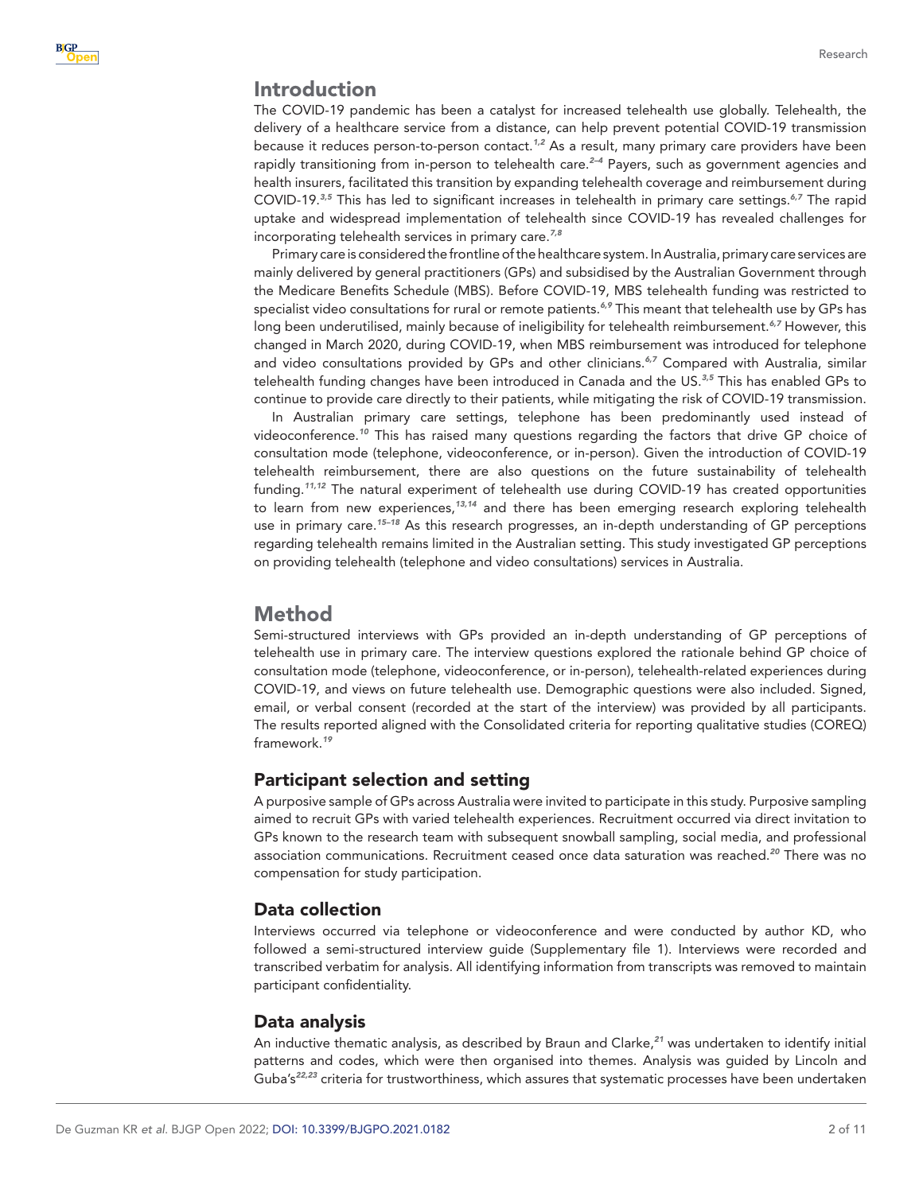## Introduction

The COVID-19 pandemic has been a catalyst for increased telehealth use globally. Telehealth, the delivery of a healthcare service from a distance, can help prevent potential COVID-19 transmission because it reduces person-to-person contact.[1,2] As a result, many primary care providers have been rapidly transitioning from in-person to telehealth care.[2–4] Payers, such as government agencies and health insurers, facilitated this transition by expanding telehealth coverage and reimbursement during COVID-19.[3,5] This has led to significant increases in telehealth in primary care settings.[6,7] The rapid uptake and widespread implementation of telehealth since COVID-19 has revealed challenges for incorporating telehealth services in primary care.[7,8]

Primary care is considered the frontline of the healthcare system. In Australia, primary care services are mainly delivered by general practitioners (GPs) and subsidised by the Australian Government through the Medicare Benefits Schedule (MBS). Before COVID-19, MBS telehealth funding was restricted to specialist video consultations for rural or remote patients.[6,9] This meant that telehealth use by GPs has long been underutilised, mainly because of ineligibility for telehealth reimbursement.[6,7] However, this changed in March 2020, during COVID-19, when MBS reimbursement was introduced for telephone and video consultations provided by GPs and other clinicians.[6,7] Compared with Australia, similar telehealth funding changes have been introduced in Canada and the US.[3,5] This has enabled GPs to continue to provide care directly to their patients, while mitigating the risk of COVID-19 transmission.

In Australian primary care settings, telephone has been predominantly used instead of videoconference.[10] This has raised many questions regarding the factors that drive GP choice of consultation mode (telephone, videoconference, or in-person). Given the introduction of COVID-19 telehealth reimbursement, there are also questions on the future sustainability of telehealth funding.[11,12] The natural experiment of telehealth use during COVID-19 has created opportunities to learn from new experiences,[13,14] and there has been emerging research exploring telehealth use in primary care.[15–18] As this research progresses, an in-depth understanding of GP perceptions regarding telehealth remains limited in the Australian setting. This study investigated GP perceptions on providing telehealth (telephone and video consultations) services in Australia.

## Method

Semi-structured interviews with GPs provided an in-depth understanding of GP perceptions of telehealth use in primary care. The interview questions explored the rationale behind GP choice of consultation mode (telephone, videoconference, or in-person), telehealth-related experiences during COVID-19, and views on future telehealth use. Demographic questions were also included. Signed, email, or verbal consent (recorded at the start of the interview) was provided by all participants. The results reported aligned with the Consolidated criteria for reporting qualitative studies (COREQ) framework.[19]

### Participant selection and setting

A purposive sample of GPs across Australia were invited to participate in this study. Purposive sampling aimed to recruit GPs with varied telehealth experiences. Recruitment occurred via direct invitation to GPs known to the research team with subsequent snowball sampling, social media, and professional association communications. Recruitment ceased once data saturation was reached.[20] There was no compensation for study participation.

### Data collection

Interviews occurred via telephone or videoconference and were conducted by author KD, who followed a semi-structured interview guide (Supplementary file 1). Interviews were recorded and transcribed verbatim for analysis. All identifying information from transcripts was removed to maintain participant confidentiality.

### Data analysis

An inductive thematic analysis, as described by Braun and Clarke,[21] was undertaken to identify initial patterns and codes, which were then organised into themes. Analysis was guided by Lincoln and Guba's[22,23] criteria for trustworthiness, which assures that systematic processes have been undertaken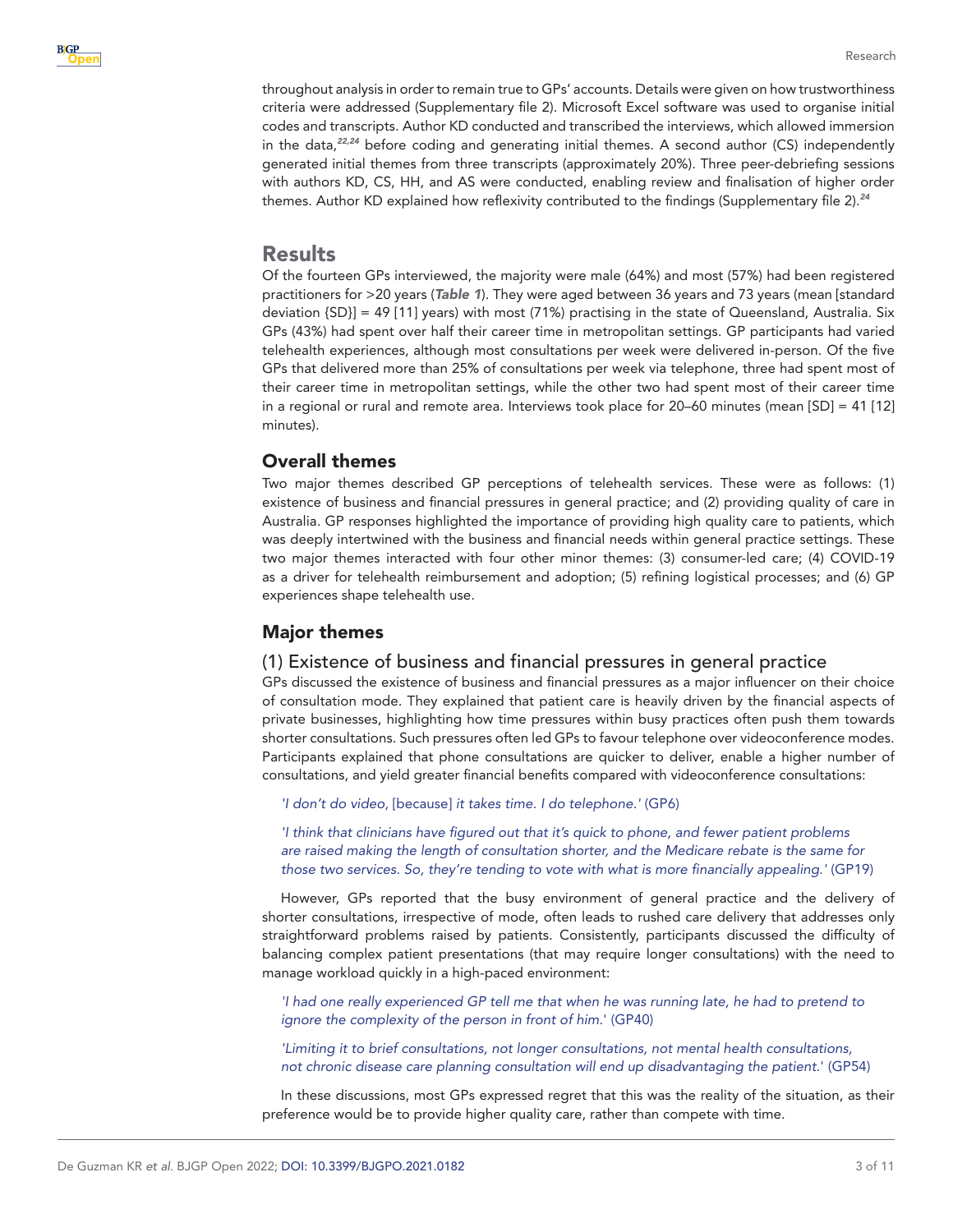throughout analysis in order to remain true to GPs' accounts. Details were given on how trustworthiness criteria were addressed (Supplementary file 2). Microsoft Excel software was used to organise initial codes and transcripts. Author KD conducted and transcribed the interviews, which allowed immersion in the data,[22,24] before coding and generating initial themes. A second author (CS) independently generated initial themes from three transcripts (approximately 20%). Three peer-debriefing sessions with authors KD, CS, HH, and AS were conducted, enabling review and finalisation of higher order themes. Author KD explained how reflexivity contributed to the findings (Supplementary file 2).[24]

# Results

Of the fourteen GPs interviewed, the majority were male (64%) and most (57%) had been registered practitioners for >20 years (***Table 1***). They were aged between 36 years and 73 years (mean [standard deviation {SD}] = 49 [11] years) with most (71%) practising in the state of Queensland, Australia. Six GPs (43%) had spent over half their career time in metropolitan settings. GP participants had varied telehealth experiences, although most consultations per week were delivered in-person. Of the five GPs that delivered more than 25% of consultations per week via telephone, three had spent most of their career time in metropolitan settings, while the other two had spent most of their career time in a regional or rural and remote area. Interviews took place for 20–60 minutes (mean [SD] = 41 [12] minutes).

## Overall themes

Two major themes described GP perceptions of telehealth services. These were as follows: (1) existence of business and financial pressures in general practice; and (2) providing quality of care in Australia. GP responses highlighted the importance of providing high quality care to patients, which was deeply intertwined with the business and financial needs within general practice settings. These two major themes interacted with four other minor themes: (3) consumer-led care; (4) COVID-19 as a driver for telehealth reimbursement and adoption; (5) refining logistical processes; and (6) GP experiences shape telehealth use.

## Major themes

### (1) Existence of business and financial pressures in general practice

GPs discussed the existence of business and financial pressures as a major influencer on their choice of consultation mode. They explained that patient care is heavily driven by the financial aspects of private businesses, highlighting how time pressures within busy practices often push them towards shorter consultations. Such pressures often led GPs to favour telephone over videoconference modes. Participants explained that phone consultations are quicker to deliver, enable a higher number of consultations, and yield greater financial benefits compared with videoconference consultations:

> *'I don't do video,* [because] *it takes time. I do telephone.'* (GP6)

> *'I think that clinicians have figured out that it's quick to phone, and fewer patient problems are raised making the length of consultation shorter, and the Medicare rebate is the same for those two services. So, they're tending to vote with what is more financially appealing.'* (GP19)

However, GPs reported that the busy environment of general practice and the delivery of shorter consultations, irrespective of mode, often leads to rushed care delivery that addresses only straightforward problems raised by patients. Consistently, participants discussed the difficulty of balancing complex patient presentations (that may require longer consultations) with the need to manage workload quickly in a high-paced environment:

> *'I had one really experienced GP tell me that when he was running late, he had to pretend to ignore the complexity of the person in front of him.'* (GP40)

> *'Limiting it to brief consultations, not longer consultations, not mental health consultations, not chronic disease care planning consultation will end up disadvantaging the patient.'* (GP54)

In these discussions, most GPs expressed regret that this was the reality of the situation, as their preference would be to provide higher quality care, rather than compete with time.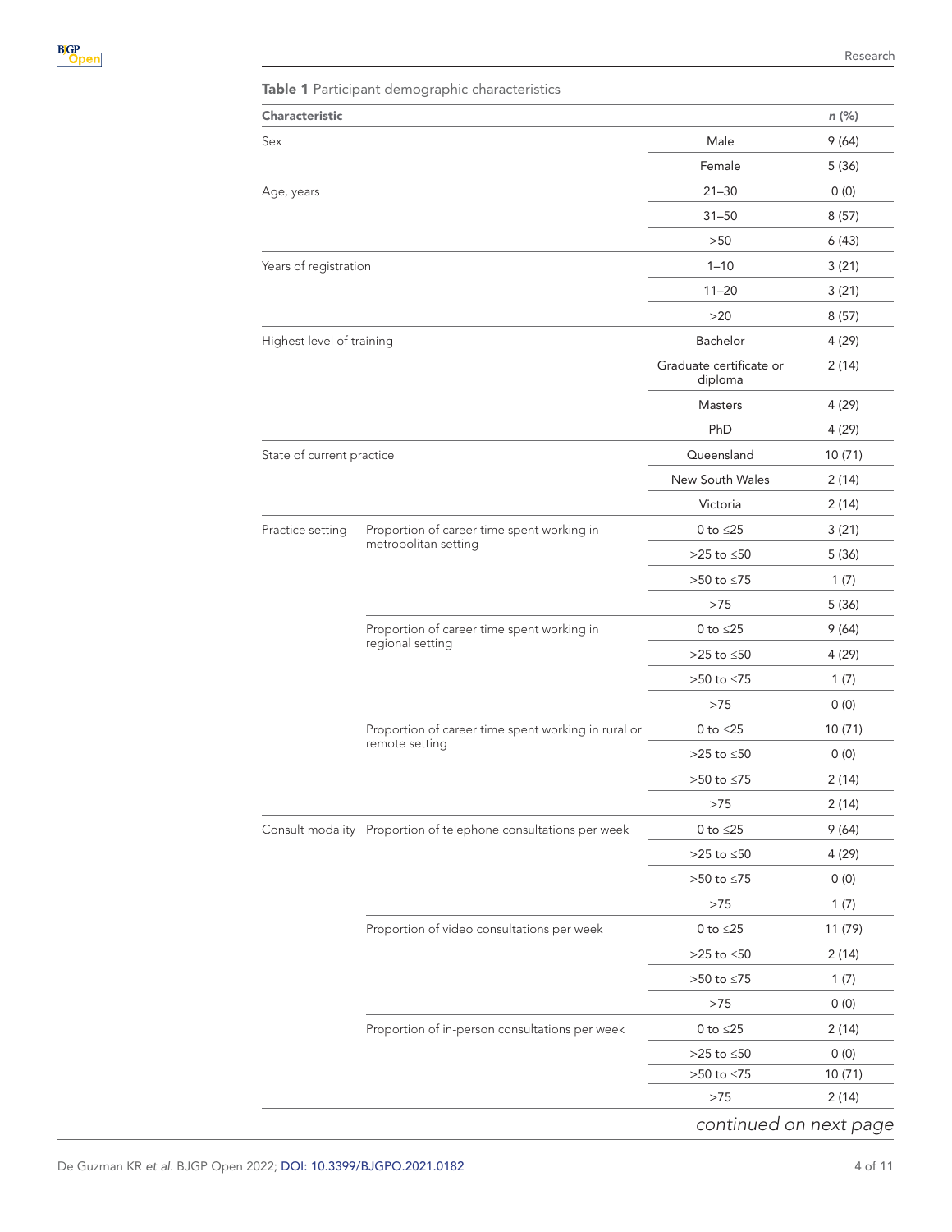**Table 1** Participant demographic characteristics

| Characteristic | | | n (%) |
|---|---|---|---|
| Sex | | Male | 9 (64) |
| | | Female | 5 (36) |
| Age, years | | 21–30 | 0 (0) |
| | | 31–50 | 8 (57) |
| | | >50 | 6 (43) |
| Years of registration | | 1–10 | 3 (21) |
| | | 11–20 | 3 (21) |
| | | >20 | 8 (57) |
| Highest level of training | | Bachelor | 4 (29) |
| | | Graduate certificate or diploma | 2 (14) |
| | | Masters | 4 (29) |
| | | PhD | 4 (29) |
| State of current practice | | Queensland | 10 (71) |
| | | New South Wales | 2 (14) |
| | | Victoria | 2 (14) |
| Practice setting | Proportion of career time spent working in metropolitan setting | 0 to ≤25 | 3 (21) |
| | | >25 to ≤50 | 5 (36) |
| | | >50 to ≤75 | 1 (7) |
| | | >75 | 5 (36) |
| | Proportion of career time spent working in regional setting | 0 to ≤25 | 9 (64) |
| | | >25 to ≤50 | 4 (29) |
| | | >50 to ≤75 | 1 (7) |
| | | >75 | 0 (0) |
| | Proportion of career time spent working in rural or remote setting | 0 to ≤25 | 10 (71) |
| | | >25 to ≤50 | 0 (0) |
| | | >50 to ≤75 | 2 (14) |
| | | >75 | 2 (14) |
| Consult modality | Proportion of telephone consultations per week | 0 to ≤25 | 9 (64) |
| | | >25 to ≤50 | 4 (29) |
| | | >50 to ≤75 | 0 (0) |
| | | >75 | 1 (7) |
| | Proportion of video consultations per week | 0 to ≤25 | 11 (79) |
| | | >25 to ≤50 | 2 (14) |
| | | >50 to ≤75 | 1 (7) |
| | | >75 | 0 (0) |
| | Proportion of in-person consultations per week | 0 to ≤25 | 2 (14) |
| | | >25 to ≤50 | 0 (0) |
| | | >50 to ≤75 | 10 (71) |
| | | >75 | 2 (14) |

*continued on next page*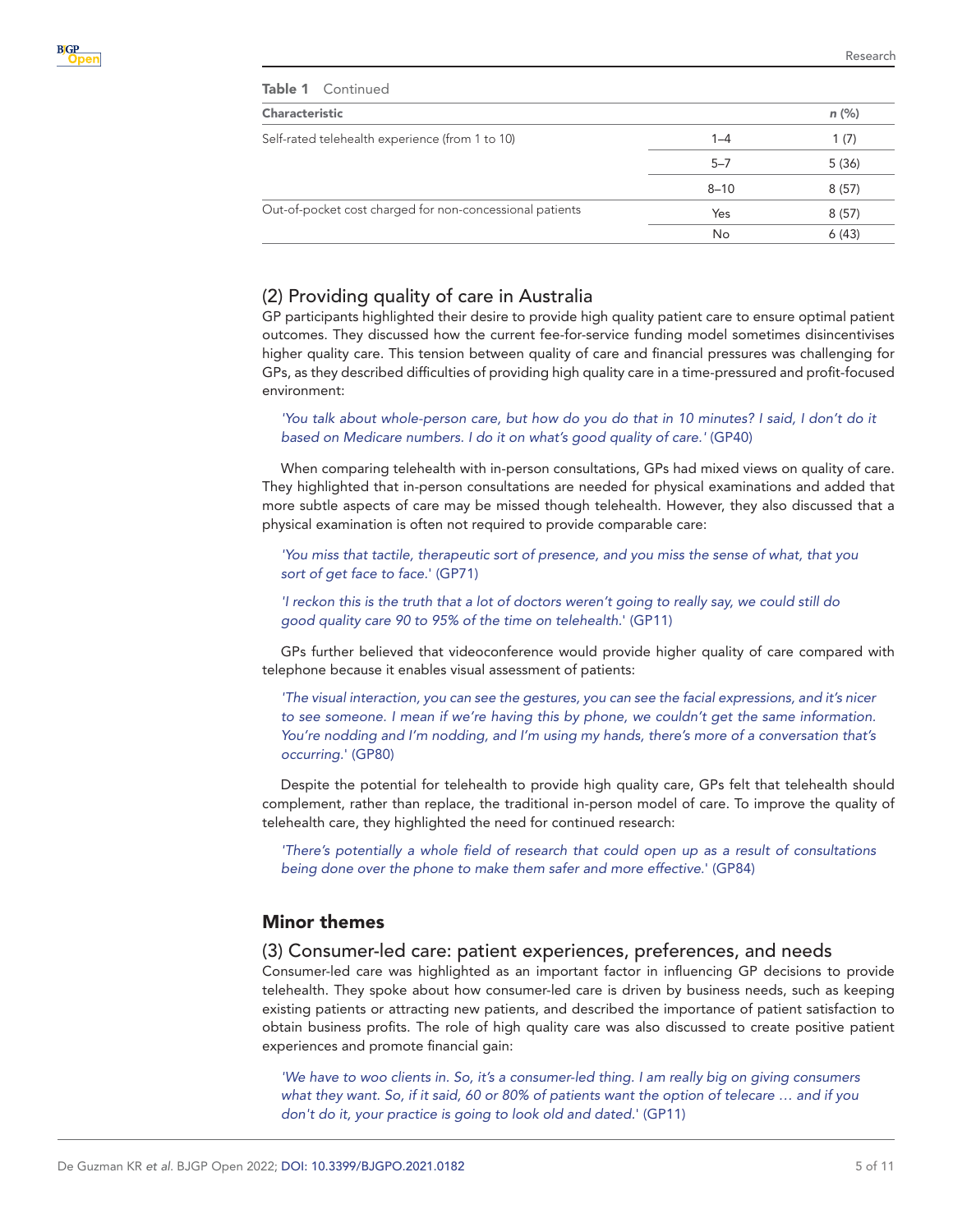**Table 1** Continued

| Characteristic | | n (%) |
|---|---|---|
| Self-rated telehealth experience (from 1 to 10) | 1–4 | 1 (7) |
| | 5–7 | 5 (36) |
| | 8–10 | 8 (57) |
| Out-of-pocket cost charged for non-concessional patients | Yes | 8 (57) |
| | No | 6 (43) |

### (2) Providing quality of care in Australia

GP participants highlighted their desire to provide high quality patient care to ensure optimal patient outcomes. They discussed how the current fee-for-service funding model sometimes disincentivises higher quality care. This tension between quality of care and financial pressures was challenging for GPs, as they described difficulties of providing high quality care in a time-pressured and profit-focused environment:

> *'You talk about whole-person care, but how do you do that in 10 minutes? I said, I don't do it based on Medicare numbers. I do it on what's good quality of care.'* (GP40)

When comparing telehealth with in-person consultations, GPs had mixed views on quality of care. They highlighted that in-person consultations are needed for physical examinations and added that more subtle aspects of care may be missed though telehealth. However, they also discussed that a physical examination is often not required to provide comparable care:

> *'You miss that tactile, therapeutic sort of presence, and you miss the sense of what, that you sort of get face to face.'* (GP71)

> *'I reckon this is the truth that a lot of doctors weren't going to really say, we could still do good quality care 90 to 95% of the time on telehealth.'* (GP11)

GPs further believed that videoconference would provide higher quality of care compared with telephone because it enables visual assessment of patients:

> *'The visual interaction, you can see the gestures, you can see the facial expressions, and it's nicer to see someone. I mean if we're having this by phone, we couldn't get the same information. You're nodding and I'm nodding, and I'm using my hands, there's more of a conversation that's occurring.'* (GP80)

Despite the potential for telehealth to provide high quality care, GPs felt that telehealth should complement, rather than replace, the traditional in-person model of care. To improve the quality of telehealth care, they highlighted the need for continued research:

> *'There's potentially a whole field of research that could open up as a result of consultations being done over the phone to make them safer and more effective.'* (GP84)

## Minor themes

### (3) Consumer-led care: patient experiences, preferences, and needs

Consumer-led care was highlighted as an important factor in influencing GP decisions to provide telehealth. They spoke about how consumer-led care is driven by business needs, such as keeping existing patients or attracting new patients, and described the importance of patient satisfaction to obtain business profits. The role of high quality care was also discussed to create positive patient experiences and promote financial gain:

> *'We have to woo clients in. So, it's a consumer-led thing. I am really big on giving consumers what they want. So, if it said, 60 or 80% of patients want the option of telecare … and if you don't do it, your practice is going to look old and dated.'* (GP11)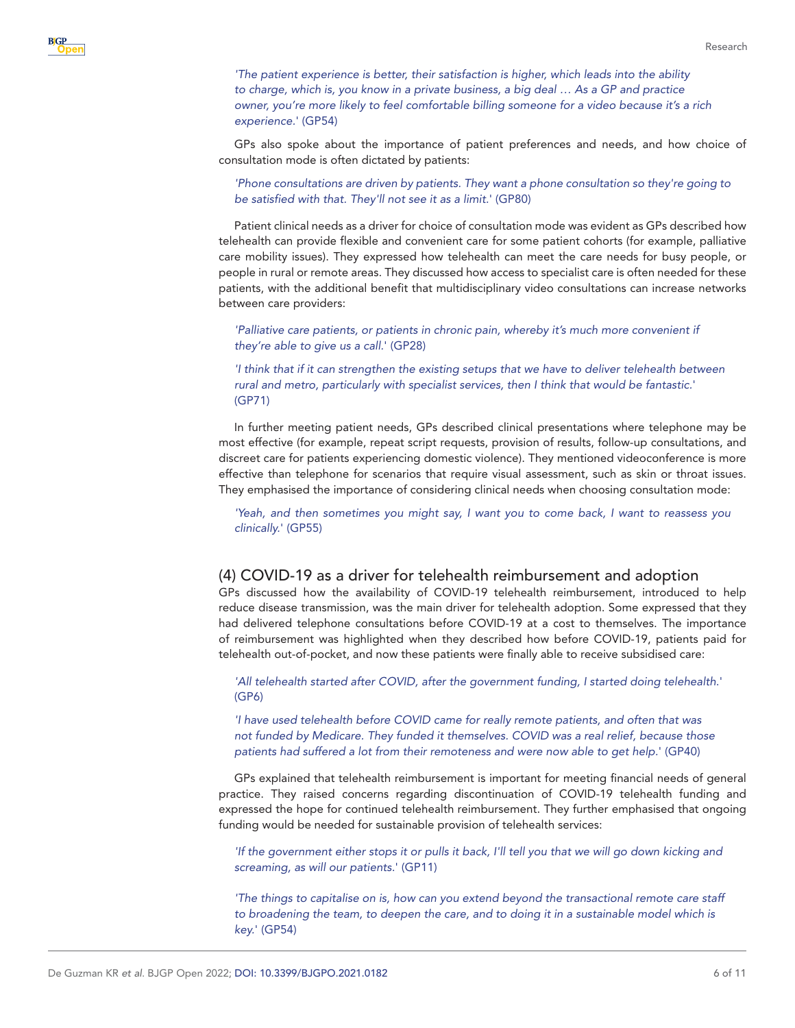*'The patient experience is better, their satisfaction is higher, which leads into the ability to charge, which is, you know in a private business, a big deal … As a GP and practice owner, you're more likely to feel comfortable billing someone for a video because it's a rich experience.'* (GP54)

GPs also spoke about the importance of patient preferences and needs, and how choice of consultation mode is often dictated by patients:

*'Phone consultations are driven by patients. They want a phone consultation so they're going to be satisfied with that. They'll not see it as a limit.'* (GP80)

Patient clinical needs as a driver for choice of consultation mode was evident as GPs described how telehealth can provide flexible and convenient care for some patient cohorts (for example, palliative care mobility issues). They expressed how telehealth can meet the care needs for busy people, or people in rural or remote areas. They discussed how access to specialist care is often needed for these patients, with the additional benefit that multidisciplinary video consultations can increase networks between care providers:

*'Palliative care patients, or patients in chronic pain, whereby it's much more convenient if they're able to give us a call.'* (GP28)

*'I think that if it can strengthen the existing setups that we have to deliver telehealth between rural and metro, particularly with specialist services, then I think that would be fantastic.'* (GP71)

In further meeting patient needs, GPs described clinical presentations where telephone may be most effective (for example, repeat script requests, provision of results, follow-up consultations, and discreet care for patients experiencing domestic violence). They mentioned videoconference is more effective than telephone for scenarios that require visual assessment, such as skin or throat issues. They emphasised the importance of considering clinical needs when choosing consultation mode:

*'Yeah, and then sometimes you might say, I want you to come back, I want to reassess you clinically.'* (GP55)

## (4) COVID-19 as a driver for telehealth reimbursement and adoption

GPs discussed how the availability of COVID-19 telehealth reimbursement, introduced to help reduce disease transmission, was the main driver for telehealth adoption. Some expressed that they had delivered telephone consultations before COVID-19 at a cost to themselves. The importance of reimbursement was highlighted when they described how before COVID-19, patients paid for telehealth out-of-pocket, and now these patients were finally able to receive subsidised care:

*'All telehealth started after COVID, after the government funding, I started doing telehealth.'* (GP6)

*'I have used telehealth before COVID came for really remote patients, and often that was not funded by Medicare. They funded it themselves. COVID was a real relief, because those patients had suffered a lot from their remoteness and were now able to get help.'* (GP40)

GPs explained that telehealth reimbursement is important for meeting financial needs of general practice. They raised concerns regarding discontinuation of COVID-19 telehealth funding and expressed the hope for continued telehealth reimbursement. They further emphasised that ongoing funding would be needed for sustainable provision of telehealth services:

*'If the government either stops it or pulls it back, I'll tell you that we will go down kicking and screaming, as will our patients.'* (GP11)

*'The things to capitalise on is, how can you extend beyond the transactional remote care staff to broadening the team, to deepen the care, and to doing it in a sustainable model which is key.'* (GP54)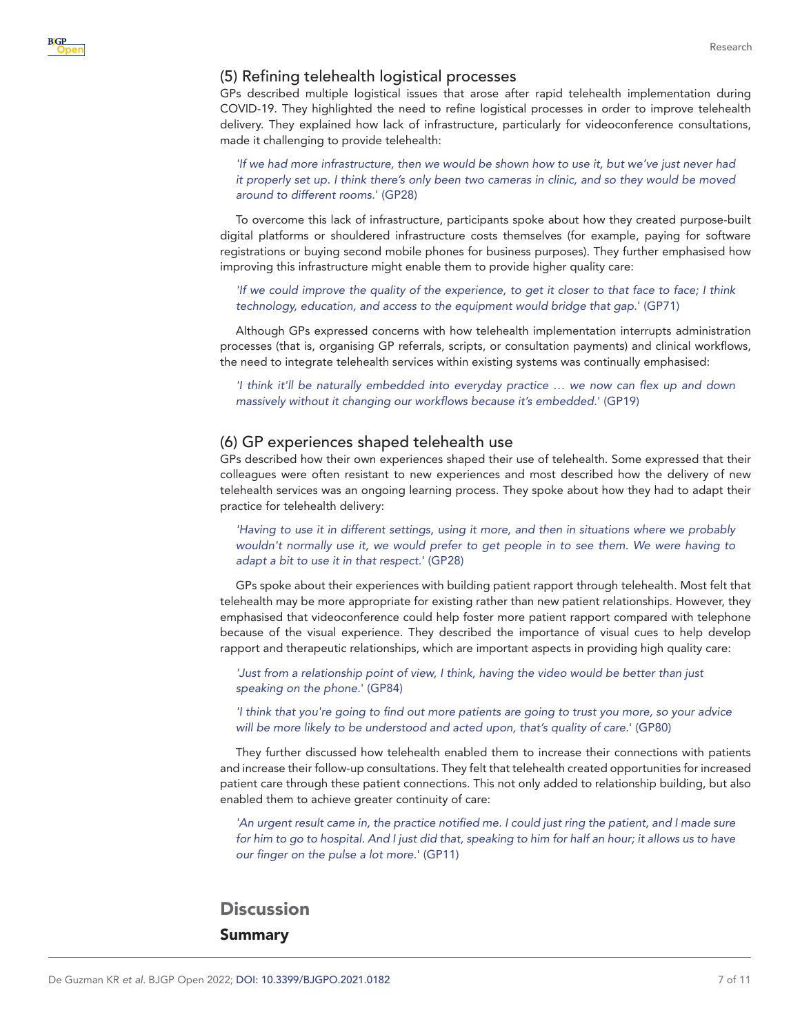### (5) Refining telehealth logistical processes

GPs described multiple logistical issues that arose after rapid telehealth implementation during COVID-19. They highlighted the need to refine logistical processes in order to improve telehealth delivery. They explained how lack of infrastructure, particularly for videoconference consultations, made it challenging to provide telehealth:

> *'If we had more infrastructure, then we would be shown how to use it, but we've just never had it properly set up. I think there's only been two cameras in clinic, and so they would be moved around to different rooms.'* (GP28)

To overcome this lack of infrastructure, participants spoke about how they created purpose-built digital platforms or shouldered infrastructure costs themselves (for example, paying for software registrations or buying second mobile phones for business purposes). They further emphasised how improving this infrastructure might enable them to provide higher quality care:

> *'If we could improve the quality of the experience, to get it closer to that face to face; I think technology, education, and access to the equipment would bridge that gap.'* (GP71)

Although GPs expressed concerns with how telehealth implementation interrupts administration processes (that is, organising GP referrals, scripts, or consultation payments) and clinical workflows, the need to integrate telehealth services within existing systems was continually emphasised:

> *'I think it'll be naturally embedded into everyday practice … we now can flex up and down massively without it changing our workflows because it's embedded.'* (GP19)

### (6) GP experiences shaped telehealth use

GPs described how their own experiences shaped their use of telehealth. Some expressed that their colleagues were often resistant to new experiences and most described how the delivery of new telehealth services was an ongoing learning process. They spoke about how they had to adapt their practice for telehealth delivery:

> *'Having to use it in different settings, using it more, and then in situations where we probably wouldn't normally use it, we would prefer to get people in to see them. We were having to adapt a bit to use it in that respect.'* (GP28)

GPs spoke about their experiences with building patient rapport through telehealth. Most felt that telehealth may be more appropriate for existing rather than new patient relationships. However, they emphasised that videoconference could help foster more patient rapport compared with telephone because of the visual experience. They described the importance of visual cues to help develop rapport and therapeutic relationships, which are important aspects in providing high quality care:

> *'Just from a relationship point of view, I think, having the video would be better than just speaking on the phone.'* (GP84)

> *'I think that you're going to find out more patients are going to trust you more, so your advice will be more likely to be understood and acted upon, that's quality of care.'* (GP80)

They further discussed how telehealth enabled them to increase their connections with patients and increase their follow-up consultations. They felt that telehealth created opportunities for increased patient care through these patient connections. This not only added to relationship building, but also enabled them to achieve greater continuity of care:

> *'An urgent result came in, the practice notified me. I could just ring the patient, and I made sure for him to go to hospital. And I just did that, speaking to him for half an hour; it allows us to have our finger on the pulse a lot more.'* (GP11)

## Discussion

### Summary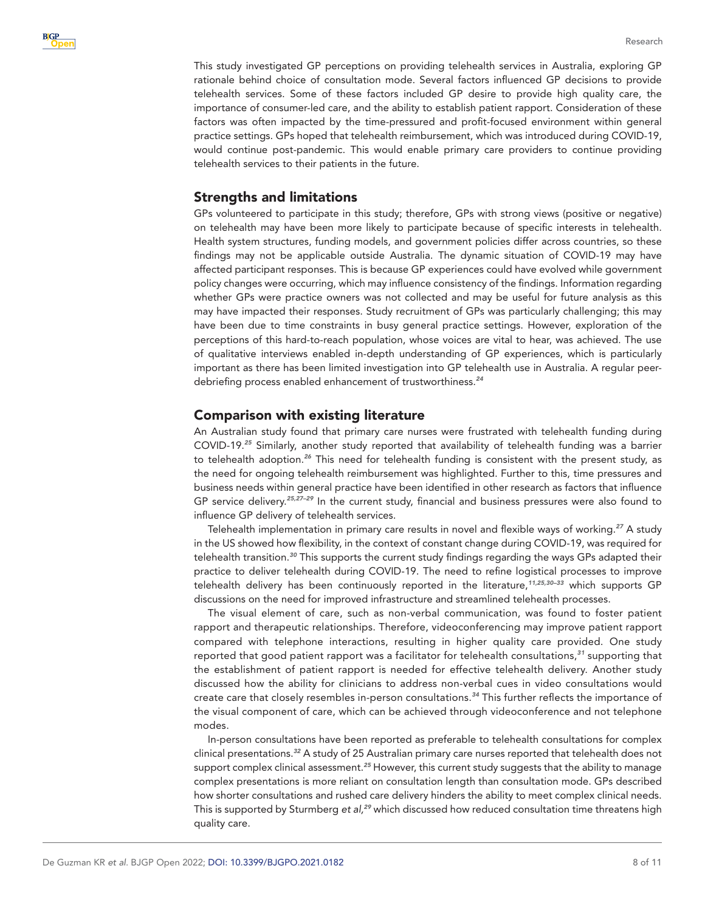This study investigated GP perceptions on providing telehealth services in Australia, exploring GP rationale behind choice of consultation mode. Several factors influenced GP decisions to provide telehealth services. Some of these factors included GP desire to provide high quality care, the importance of consumer-led care, and the ability to establish patient rapport. Consideration of these factors was often impacted by the time-pressured and profit-focused environment within general practice settings. GPs hoped that telehealth reimbursement, which was introduced during COVID-19, would continue post-pandemic. This would enable primary care providers to continue providing telehealth services to their patients in the future.

## Strengths and limitations

GPs volunteered to participate in this study; therefore, GPs with strong views (positive or negative) on telehealth may have been more likely to participate because of specific interests in telehealth. Health system structures, funding models, and government policies differ across countries, so these findings may not be applicable outside Australia. The dynamic situation of COVID-19 may have affected participant responses. This is because GP experiences could have evolved while government policy changes were occurring, which may influence consistency of the findings. Information regarding whether GPs were practice owners was not collected and may be useful for future analysis as this may have impacted their responses. Study recruitment of GPs was particularly challenging; this may have been due to time constraints in busy general practice settings. However, exploration of the perceptions of this hard-to-reach population, whose voices are vital to hear, was achieved. The use of qualitative interviews enabled in-depth understanding of GP experiences, which is particularly important as there has been limited investigation into GP telehealth use in Australia. A regular peer-debriefing process enabled enhancement of trustworthiness.[24]

## Comparison with existing literature

An Australian study found that primary care nurses were frustrated with telehealth funding during COVID-19.[25] Similarly, another study reported that availability of telehealth funding was a barrier to telehealth adoption.[26] This need for telehealth funding is consistent with the present study, as the need for ongoing telehealth reimbursement was highlighted. Further to this, time pressures and business needs within general practice have been identified in other research as factors that influence GP service delivery.[25,27–29] In the current study, financial and business pressures were also found to influence GP delivery of telehealth services.

Telehealth implementation in primary care results in novel and flexible ways of working.[27] A study in the US showed how flexibility, in the context of constant change during COVID-19, was required for telehealth transition.[30] This supports the current study findings regarding the ways GPs adapted their practice to deliver telehealth during COVID-19. The need to refine logistical processes to improve telehealth delivery has been continuously reported in the literature,[11,25,30–33] which supports GP discussions on the need for improved infrastructure and streamlined telehealth processes.

The visual element of care, such as non-verbal communication, was found to foster patient rapport and therapeutic relationships. Therefore, videoconferencing may improve patient rapport compared with telephone interactions, resulting in higher quality care provided. One study reported that good patient rapport was a facilitator for telehealth consultations,[31] supporting that the establishment of patient rapport is needed for effective telehealth delivery. Another study discussed how the ability for clinicians to address non-verbal cues in video consultations would create care that closely resembles in-person consultations.[34] This further reflects the importance of the visual component of care, which can be achieved through videoconference and not telephone modes.

In-person consultations have been reported as preferable to telehealth consultations for complex clinical presentations.[32] A study of 25 Australian primary care nurses reported that telehealth does not support complex clinical assessment.[25] However, this current study suggests that the ability to manage complex presentations is more reliant on consultation length than consultation mode. GPs described how shorter consultations and rushed care delivery hinders the ability to meet complex clinical needs. This is supported by Sturmberg *et al,*[29] which discussed how reduced consultation time threatens high quality care.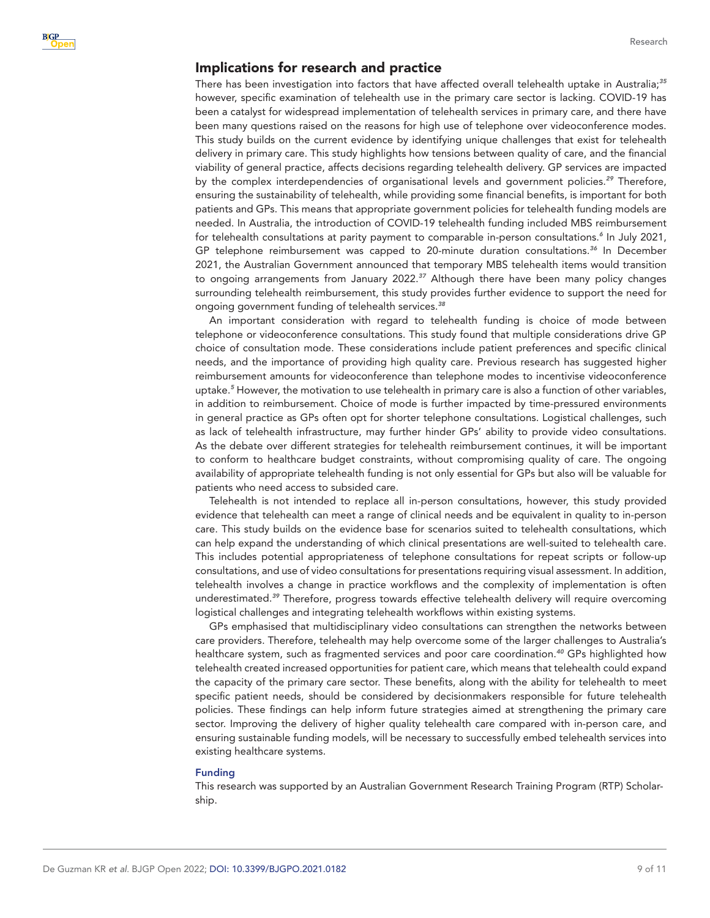## Implications for research and practice

There has been investigation into factors that have affected overall telehealth uptake in Australia;[35] however, specific examination of telehealth use in the primary care sector is lacking. COVID-19 has been a catalyst for widespread implementation of telehealth services in primary care, and there have been many questions raised on the reasons for high use of telephone over videoconference modes. This study builds on the current evidence by identifying unique challenges that exist for telehealth delivery in primary care. This study highlights how tensions between quality of care, and the financial viability of general practice, affects decisions regarding telehealth delivery. GP services are impacted by the complex interdependencies of organisational levels and government policies.[29] Therefore, ensuring the sustainability of telehealth, while providing some financial benefits, is important for both patients and GPs. This means that appropriate government policies for telehealth funding models are needed. In Australia, the introduction of COVID-19 telehealth funding included MBS reimbursement for telehealth consultations at parity payment to comparable in-person consultations.[6] In July 2021, GP telephone reimbursement was capped to 20-minute duration consultations.[36] In December 2021, the Australian Government announced that temporary MBS telehealth items would transition to ongoing arrangements from January 2022.[37] Although there have been many policy changes surrounding telehealth reimbursement, this study provides further evidence to support the need for ongoing government funding of telehealth services.[38]

An important consideration with regard to telehealth funding is choice of mode between telephone or videoconference consultations. This study found that multiple considerations drive GP choice of consultation mode. These considerations include patient preferences and specific clinical needs, and the importance of providing high quality care. Previous research has suggested higher reimbursement amounts for videoconference than telephone modes to incentivise videoconference uptake.[5] However, the motivation to use telehealth in primary care is also a function of other variables, in addition to reimbursement. Choice of mode is further impacted by time-pressured environments in general practice as GPs often opt for shorter telephone consultations. Logistical challenges, such as lack of telehealth infrastructure, may further hinder GPs' ability to provide video consultations. As the debate over different strategies for telehealth reimbursement continues, it will be important to conform to healthcare budget constraints, without compromising quality of care. The ongoing availability of appropriate telehealth funding is not only essential for GPs but also will be valuable for patients who need access to subsided care.

Telehealth is not intended to replace all in-person consultations, however, this study provided evidence that telehealth can meet a range of clinical needs and be equivalent in quality to in-person care. This study builds on the evidence base for scenarios suited to telehealth consultations, which can help expand the understanding of which clinical presentations are well-suited to telehealth care. This includes potential appropriateness of telephone consultations for repeat scripts or follow-up consultations, and use of video consultations for presentations requiring visual assessment. In addition, telehealth involves a change in practice workflows and the complexity of implementation is often underestimated.[39] Therefore, progress towards effective telehealth delivery will require overcoming logistical challenges and integrating telehealth workflows within existing systems.

GPs emphasised that multidisciplinary video consultations can strengthen the networks between care providers. Therefore, telehealth may help overcome some of the larger challenges to Australia's healthcare system, such as fragmented services and poor care coordination.[40] GPs highlighted how telehealth created increased opportunities for patient care, which means that telehealth could expand the capacity of the primary care sector. These benefits, along with the ability for telehealth to meet specific patient needs, should be considered by decisionmakers responsible for future telehealth policies. These findings can help inform future strategies aimed at strengthening the primary care sector. Improving the delivery of higher quality telehealth care compared with in-person care, and ensuring sustainable funding models, will be necessary to successfully embed telehealth services into existing healthcare systems.

### Funding

This research was supported by an Australian Government Research Training Program (RTP) Scholarship.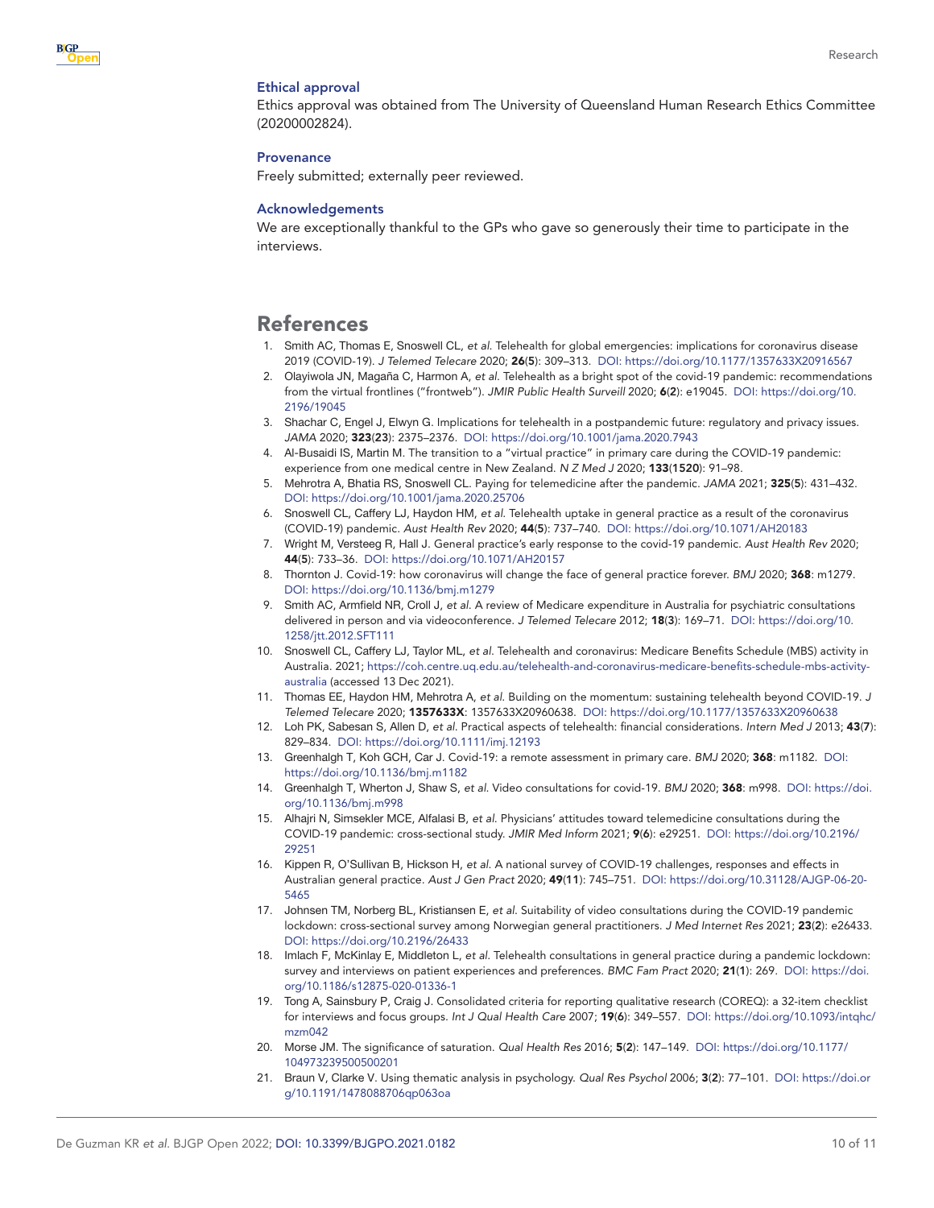### Ethical approval

Ethics approval was obtained from The University of Queensland Human Research Ethics Committee (20200002824).

### Provenance

Freely submitted; externally peer reviewed.

### Acknowledgements

We are exceptionally thankful to the GPs who gave so generously their time to participate in the interviews.

## References

1. Smith AC, Thomas E, Snoswell CL, *et al.* Telehealth for global emergencies: implications for coronavirus disease 2019 (COVID-19). *J Telemed Telecare* 2020; **26**(**5**): 309–313. DOI: https://doi.org/10.1177/1357633X20916567
2. Olayiwola JN, Magaña C, Harmon A, *et al*. Telehealth as a bright spot of the covid-19 pandemic: recommendations from the virtual frontlines ("frontweb"). *JMIR Public Health Surveill* 2020; **6**(**2**): e19045. DOI: https://doi.org/10.2196/19045
3. Shachar C, Engel J, Elwyn G. Implications for telehealth in a postpandemic future: regulatory and privacy issues. *JAMA* 2020; **323**(**23**): 2375–2376. DOI: https://doi.org/10.1001/jama.2020.7943
4. Al-Busaidi IS, Martin M. The transition to a "virtual practice" in primary care during the COVID-19 pandemic: experience from one medical centre in New Zealand. *N Z Med J* 2020; **133**(**1520**): 91–98.
5. Mehrotra A, Bhatia RS, Snoswell CL. Paying for telemedicine after the pandemic. *JAMA* 2021; **325**(**5**): 431–432. DOI: https://doi.org/10.1001/jama.2020.25706
6. Snoswell CL, Caffery LJ, Haydon HM, *et al.* Telehealth uptake in general practice as a result of the coronavirus (COVID-19) pandemic. *Aust Health Rev* 2020; **44**(**5**): 737–740. DOI: https://doi.org/10.1071/AH20183
7. Wright M, Versteeg R, Hall J. General practice's early response to the covid-19 pandemic. *Aust Health Rev* 2020; **44**(**5**): 733–36. DOI: https://doi.org/10.1071/AH20157
8. Thornton J. Covid-19: how coronavirus will change the face of general practice forever. *BMJ* 2020; **368**: m1279. DOI: https://doi.org/10.1136/bmj.m1279
9. Smith AC, Armfield NR, Croll J, *et al.* A review of Medicare expenditure in Australia for psychiatric consultations delivered in person and via videoconference. *J Telemed Telecare* 2012; **18**(**3**): 169–71. DOI: https://doi.org/10.1258/jtt.2012.SFT111
10. Snoswell CL, Caffery LJ, Taylor ML, *et al.* Telehealth and coronavirus: Medicare Benefits Schedule (MBS) activity in Australia. 2021; https://coh.centre.uq.edu.au/telehealth-and-coronavirus-medicare-benefits-schedule-mbs-activity-australia (accessed 13 Dec 2021).
11. Thomas EE, Haydon HM, Mehrotra A, *et al.* Building on the momentum: sustaining telehealth beyond COVID-19. *J Telemed Telecare* 2020; **1357633X**: 1357633X20960638. DOI: https://doi.org/10.1177/1357633X20960638
12. Loh PK, Sabesan S, Allen D, *et al.* Practical aspects of telehealth: financial considerations. *Intern Med J* 2013; **43**(**7**): 829–834. DOI: https://doi.org/10.1111/imj.12193
13. Greenhalgh T, Koh GCH, Car J. Covid-19: a remote assessment in primary care. *BMJ* 2020; **368**: m1182. DOI: https://doi.org/10.1136/bmj.m1182
14. Greenhalgh T, Wherton J, Shaw S, *et al.* Video consultations for covid-19. *BMJ* 2020; **368**: m998. DOI: https://doi.org/10.1136/bmj.m998
15. Alhajri N, Simsekler MCE, Alfalasi B, *et al.* Physicians' attitudes toward telemedicine consultations during the COVID-19 pandemic: cross-sectional study. *JMIR Med Inform* 2021; **9**(**6**): e29251. DOI: https://doi.org/10.2196/29251
16. Kippen R, O'Sullivan B, Hickson H, *et al.* A national survey of COVID-19 challenges, responses and effects in Australian general practice. *Aust J Gen Pract* 2020; **49**(**11**): 745–751. DOI: https://doi.org/10.31128/AJGP-06-20-5465
17. Johnsen TM, Norberg BL, Kristiansen E, *et al*. Suitability of video consultations during the COVID-19 pandemic lockdown: cross-sectional survey among Norwegian general practitioners. *J Med Internet Res* 2021; **23**(**2**): e26433. DOI: https://doi.org/10.2196/26433
18. Imlach F, McKinlay E, Middleton L, *et al.* Telehealth consultations in general practice during a pandemic lockdown: survey and interviews on patient experiences and preferences. *BMC Fam Pract* 2020; **21**(**1**): 269. DOI: https://doi.org/10.1186/s12875-020-01336-1
19. Tong A, Sainsbury P, Craig J. Consolidated criteria for reporting qualitative research (COREQ): a 32-item checklist for interviews and focus groups. *Int J Qual Health Care* 2007; **19**(**6**): 349–557. DOI: https://doi.org/10.1093/intqhc/mzm042
20. Morse JM. The significance of saturation. *Qual Health Res* 2016; **5**(**2**): 147–149. DOI: https://doi.org/10.1177/104973239500500201
21. Braun V, Clarke V. Using thematic analysis in psychology. *Qual Res Psychol* 2006; **3**(**2**): 77–101. DOI: https://doi.org/10.1191/1478088706qp063oa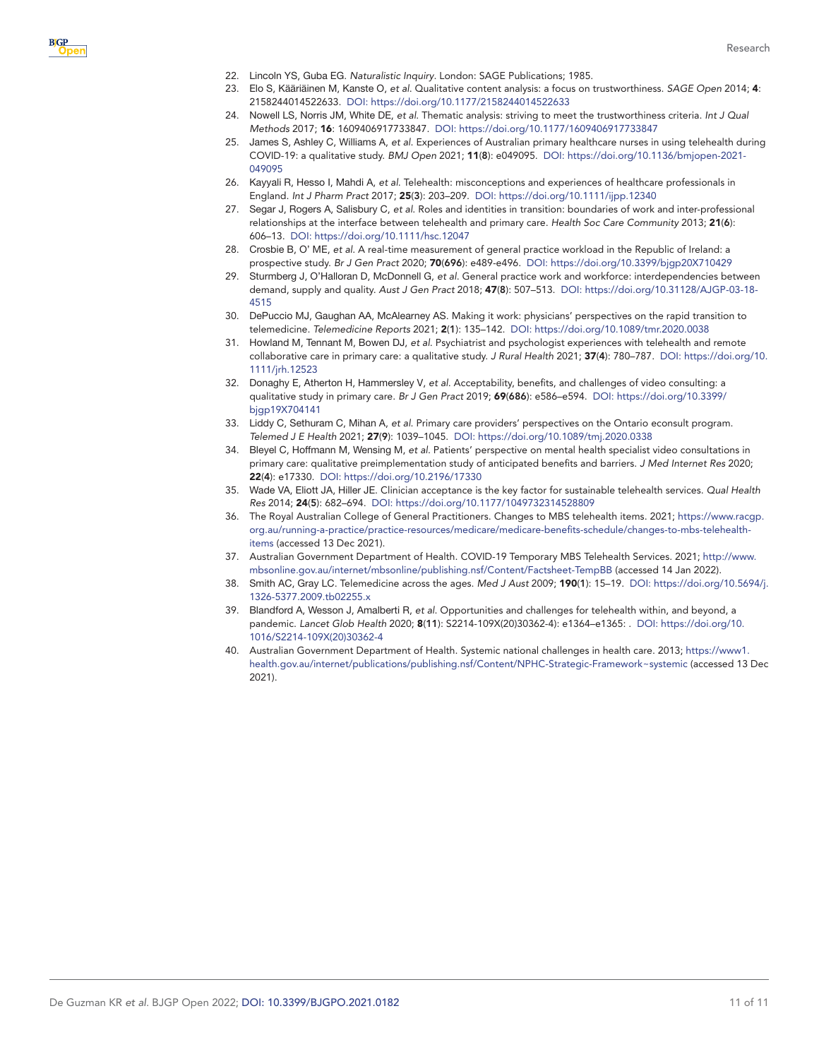22. Lincoln YS, Guba EG. *Naturalistic Inquiry*. London: SAGE Publications; 1985.
23. Elo S, Kääriäinen M, Kanste O, *et al*. Qualitative content analysis: a focus on trustworthiness. *SAGE Open* 2014; **4**: 2158244014522633. DOI: https://doi.org/10.1177/2158244014522633
24. Nowell LS, Norris JM, White DE, *et al*. Thematic analysis: striving to meet the trustworthiness criteria. *Int J Qual Methods* 2017; **16**: 1609406917733847. DOI: https://doi.org/10.1177/1609406917733847
25. James S, Ashley C, Williams A, *et al*. Experiences of Australian primary healthcare nurses in using telehealth during COVID-19: a qualitative study. *BMJ Open* 2021; **11**(**8**): e049095. DOI: https://doi.org/10.1136/bmjopen-2021-049095
26. Kayyali R, Hesso I, Mahdi A, *et al*. Telehealth: misconceptions and experiences of healthcare professionals in England. *Int J Pharm Pract* 2017; **25**(**3**): 203–209. DOI: https://doi.org/10.1111/ijpp.12340
27. Segar J, Rogers A, Salisbury C, *et al*. Roles and identities in transition: boundaries of work and inter-professional relationships at the interface between telehealth and primary care. *Health Soc Care Community* 2013; **21**(**6**): 606–13. DOI: https://doi.org/10.1111/hsc.12047
28. Crosbie B, O' ME, *et al*. A real-time measurement of general practice workload in the Republic of Ireland: a prospective study. *Br J Gen Pract* 2020; **70**(**696**): e489-e496. DOI: https://doi.org/10.3399/bjgp20X710429
29. Sturmberg J, O'Halloran D, McDonnell G, *et al*. General practice work and workforce: interdependencies between demand, supply and quality. *Aust J Gen Pract* 2018; **47**(**8**): 507–513. DOI: https://doi.org/10.31128/AJGP-03-18-4515
30. DePuccio MJ, Gaughan AA, McAlearney AS. Making it work: physicians' perspectives on the rapid transition to telemedicine. *Telemedicine Reports* 2021; **2**(**1**): 135–142. DOI: https://doi.org/10.1089/tmr.2020.0038
31. Howland M, Tennant M, Bowen DJ, *et al*. Psychiatrist and psychologist experiences with telehealth and remote collaborative care in primary care: a qualitative study. *J Rural Health* 2021; **37**(**4**): 780–787. DOI: https://doi.org/10.1111/jrh.12523
32. Donaghy E, Atherton H, Hammersley V, *et al*. Acceptability, benefits, and challenges of video consulting: a qualitative study in primary care. *Br J Gen Pract* 2019; **69**(**686**): e586–e594. DOI: https://doi.org/10.3399/bjgp19X704141
33. Liddy C, Sethuram C, Mihan A, *et al*. Primary care providers' perspectives on the Ontario econsult program. *Telemed J E Health* 2021; **27**(**9**): 1039–1045. DOI: https://doi.org/10.1089/tmj.2020.0338
34. Bleyel C, Hoffmann M, Wensing M, *et al*. Patients' perspective on mental health specialist video consultations in primary care: qualitative preimplementation study of anticipated benefits and barriers. *J Med Internet Res* 2020; **22**(**4**): e17330. DOI: https://doi.org/10.2196/17330
35. Wade VA, Eliott JA, Hiller JE. Clinician acceptance is the key factor for sustainable telehealth services. *Qual Health Res* 2014; **24**(**5**): 682–694. DOI: https://doi.org/10.1177/1049732314528809
36. The Royal Australian College of General Practitioners. Changes to MBS telehealth items. 2021; https://www.racgp.org.au/running-a-practice/practice-resources/medicare/medicare-benefits-schedule/changes-to-mbs-telehealth-items (accessed 13 Dec 2021).
37. Australian Government Department of Health. COVID-19 Temporary MBS Telehealth Services. 2021; http://www.mbsonline.gov.au/internet/mbsonline/publishing.nsf/Content/Factsheet-TempBB (accessed 14 Jan 2022).
38. Smith AC, Gray LC. Telemedicine across the ages. *Med J Aust* 2009; **190**(**1**): 15–19. DOI: https://doi.org/10.5694/j.1326-5377.2009.tb02255.x
39. Blandford A, Wesson J, Amalberti R, *et al*. Opportunities and challenges for telehealth within, and beyond, a pandemic. *Lancet Glob Health* 2020; **8**(**11**): S2214-109X(20)30362-4): e1364–e1365: . DOI: https://doi.org/10.1016/S2214-109X(20)30362-4
40. Australian Government Department of Health. Systemic national challenges in health care. 2013; https://www1.health.gov.au/internet/publications/publishing.nsf/Content/NPHC-Strategic-Framework~systemic (accessed 13 Dec 2021).